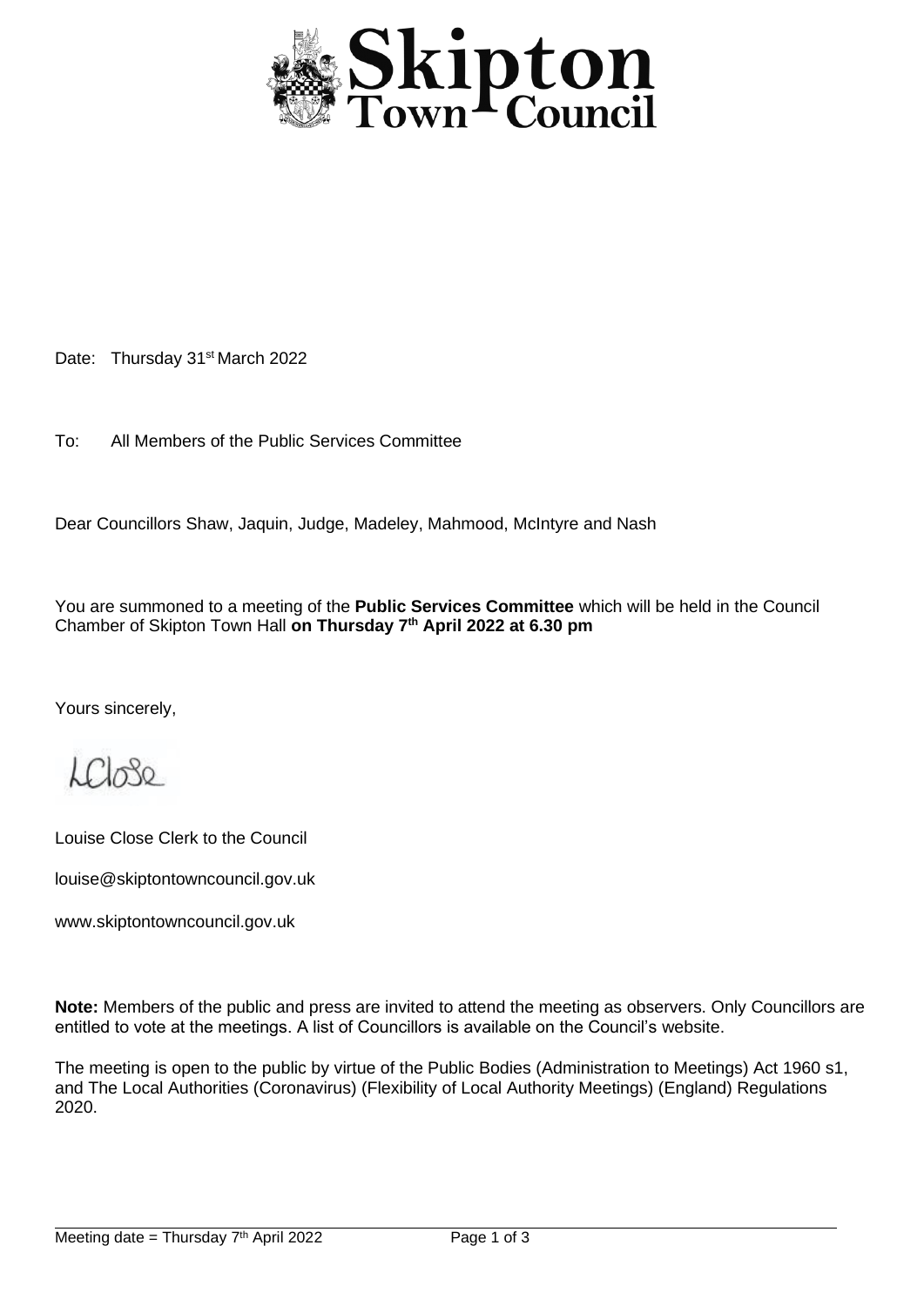# Skipton Town Council

Date: Thursday 31st March 2022

To: All Members of the Public Services Committee

Dear Councillors Shaw, Jaquin, Judge, Madeley, Mahmood, McIntyre and Nash

You are summoned to a meeting of the **Public Services Committee** which will be held in the Council Chamber of Skipton Town Hall **on Thursday 7th April 2022 at 6.30 pm**

Yours sincerely,

LClose

Louise Close Clerk to the Council

louise@skiptontowncouncil.gov.uk

www.skiptontowncouncil.gov.uk

**Note:** Members of the public and press are invited to attend the meeting as observers. Only Councillors are entitled to vote at the meetings. A list of Councillors is available on the Council's website.

The meeting is open to the public by virtue of the Public Bodies (Administration to Meetings) Act 1960 s1, and The Local Authorities (Coronavirus) (Flexibility of Local Authority Meetings) (England) Regulations 2020.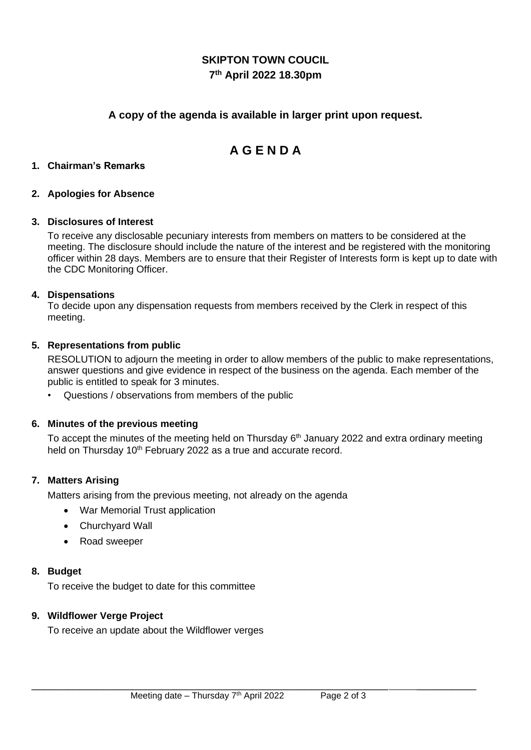# SKIPTON TOWN COUCIL

**7th April 2022 18.30pm**

**A copy of the agenda is available in larger print upon request.**

# A G E N D A

1. **Chairman's Remarks**

2. **Apologies for Absence**

3. **Disclosures of Interest**

   To receive any disclosable pecuniary interests from members on matters to be considered at the meeting. The disclosure should include the nature of the interest and be registered with the monitoring officer within 28 days. Members are to ensure that their Register of Interests form is kept up to date with the CDC Monitoring Officer.

4. **Dispensations**

   To decide upon any dispensation requests from members received by the Clerk in respect of this meeting.

5. **Representations from public**

   RESOLUTION to adjourn the meeting in order to allow members of the public to make representations, answer questions and give evidence in respect of the business on the agenda. Each member of the public is entitled to speak for 3 minutes.

   - Questions / observations from members of the public

6. **Minutes of the previous meeting**

   To accept the minutes of the meeting held on Thursday 6th January 2022 and extra ordinary meeting held on Thursday 10th February 2022 as a true and accurate record.

7. **Matters Arising**

   Matters arising from the previous meeting, not already on the agenda

   - War Memorial Trust application
   - Churchyard Wall
   - Road sweeper

8. **Budget**

   To receive the budget to date for this committee

9. **Wildflower Verge Project**

   To receive an update about the Wildflower verges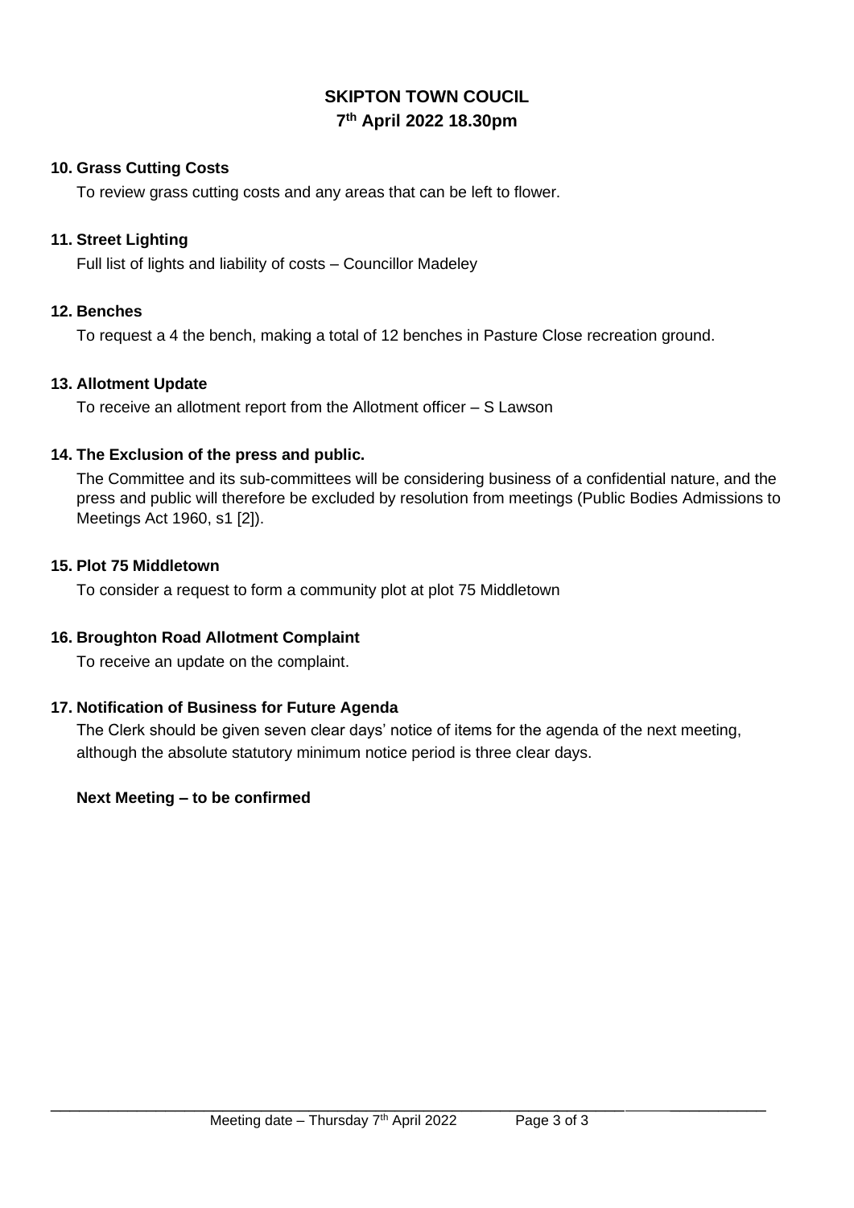**SKIPTON TOWN COUCIL**
**7th April 2022 18.30pm**

### 10. Grass Cutting Costs

To review grass cutting costs and any areas that can be left to flower.

### 11. Street Lighting

Full list of lights and liability of costs – Councillor Madeley

### 12. Benches

To request a 4 the bench, making a total of 12 benches in Pasture Close recreation ground.

### 13. Allotment Update

To receive an allotment report from the Allotment officer – S Lawson

### 14. The Exclusion of the press and public.

The Committee and its sub-committees will be considering business of a confidential nature, and the press and public will therefore be excluded by resolution from meetings (Public Bodies Admissions to Meetings Act 1960, s1 [2]).

### 15. Plot 75 Middletown

To consider a request to form a community plot at plot 75 Middletown

### 16. Broughton Road Allotment Complaint

To receive an update on the complaint.

### 17. Notification of Business for Future Agenda

The Clerk should be given seven clear days' notice of items for the agenda of the next meeting, although the absolute statutory minimum notice period is three clear days.

**Next Meeting – to be confirmed**